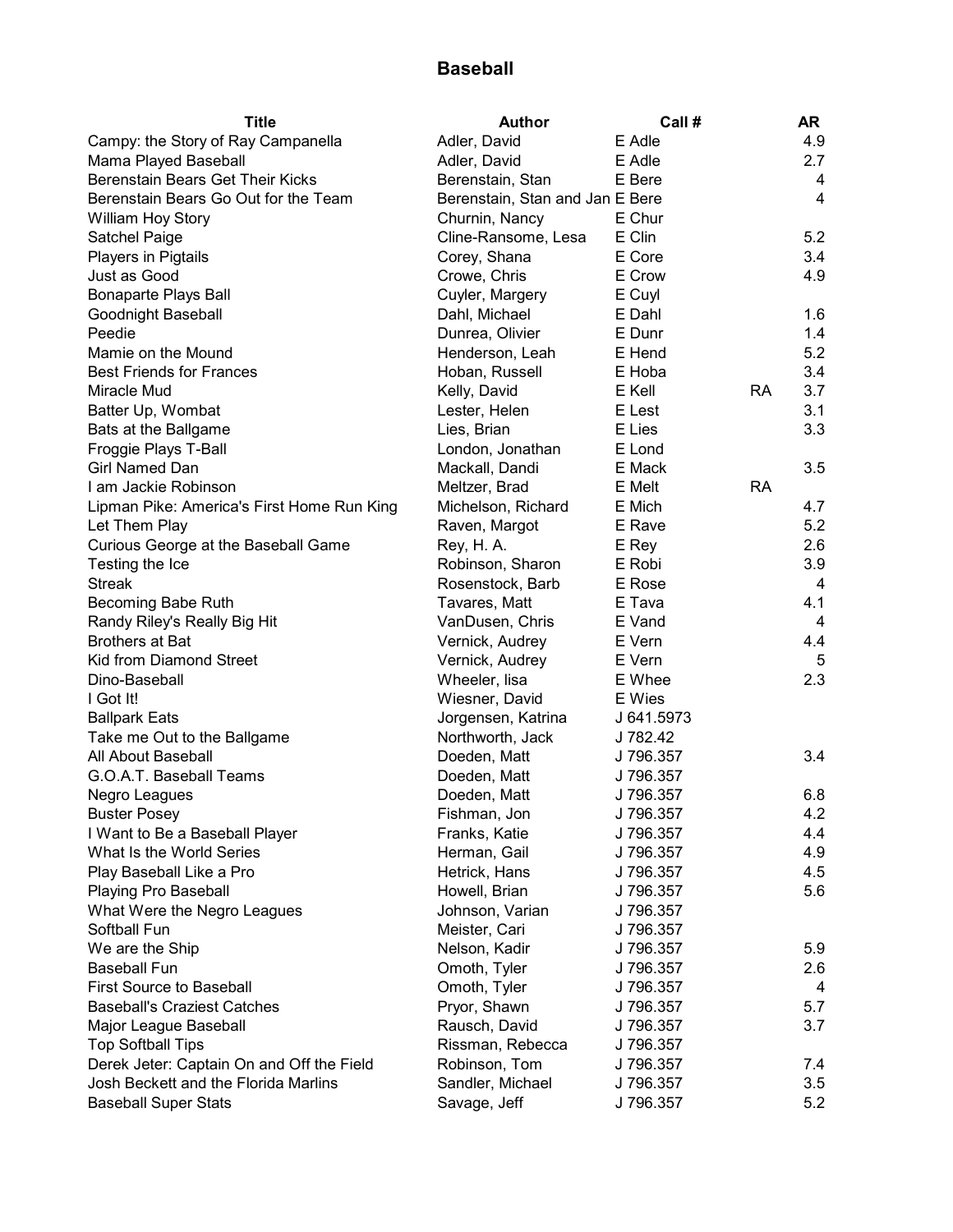# Baseball

| Title | Author | Call # | | AR |
|---|---|---|---|---|
| Campy: the Story of Ray Campanella | Adler, David | E Adle | | 4.9 |
| Mama Played Baseball | Adler, David | E Adle | | 2.7 |
| Berenstain Bears Get Their Kicks | Berenstain, Stan | E Bere | | 4 |
| Berenstain Bears Go Out for the Team | Berenstain, Stan and Jan | E Bere | | 4 |
| William Hoy Story | Churnin, Nancy | E Chur | | |
| Satchel Paige | Cline-Ransome, Lesa | E Clin | | 5.2 |
| Players in Pigtails | Corey, Shana | E Core | | 3.4 |
| Just as Good | Crowe, Chris | E Crow | | 4.9 |
| Bonaparte Plays Ball | Cuyler, Margery | E Cuyl | | |
| Goodnight Baseball | Dahl, Michael | E Dahl | | 1.6 |
| Peedie | Dunrea, Olivier | E Dunr | | 1.4 |
| Mamie on the Mound | Henderson, Leah | E Hend | | 5.2 |
| Best Friends for Frances | Hoban, Russell | E Hoba | | 3.4 |
| Miracle Mud | Kelly, David | E Kell | RA | 3.7 |
| Batter Up, Wombat | Lester, Helen | E Lest | | 3.1 |
| Bats at the Ballgame | Lies, Brian | E Lies | | 3.3 |
| Froggie Plays T-Ball | London, Jonathan | E Lond | | |
| Girl Named Dan | Mackall, Dandi | E Mack | | 3.5 |
| I am Jackie Robinson | Meltzer, Brad | E Melt | RA | |
| Lipman Pike: America's First Home Run King | Michelson, Richard | E Mich | | 4.7 |
| Let Them Play | Raven, Margot | E Rave | | 5.2 |
| Curious George at the Baseball Game | Rey, H. A. | E Rey | | 2.6 |
| Testing the Ice | Robinson, Sharon | E Robi | | 3.9 |
| Streak | Rosenstock, Barb | E Rose | | 4 |
| Becoming Babe Ruth | Tavares, Matt | E Tava | | 4.1 |
| Randy Riley's Really Big Hit | VanDusen, Chris | E Vand | | 4 |
| Brothers at Bat | Vernick, Audrey | E Vern | | 4.4 |
| Kid from Diamond Street | Vernick, Audrey | E Vern | | 5 |
| Dino-Baseball | Wheeler, lisa | E Whee | | 2.3 |
| I Got It! | Wiesner, David | E Wies | | |
| Ballpark Eats | Jorgensen, Katrina | J 641.5973 | | |
| Take me Out to the Ballgame | Northworth, Jack | J 782.42 | | |
| All About Baseball | Doeden, Matt | J 796.357 | | 3.4 |
| G.O.A.T. Baseball Teams | Doeden, Matt | J 796.357 | | |
| Negro Leagues | Doeden, Matt | J 796.357 | | 6.8 |
| Buster Posey | Fishman, Jon | J 796.357 | | 4.2 |
| I Want to Be a Baseball Player | Franks, Katie | J 796.357 | | 4.4 |
| What Is the World Series | Herman, Gail | J 796.357 | | 4.9 |
| Play Baseball Like a Pro | Hetrick, Hans | J 796.357 | | 4.5 |
| Playing Pro Baseball | Howell, Brian | J 796.357 | | 5.6 |
| What Were the Negro Leagues | Johnson, Varian | J 796.357 | | |
| Softball Fun | Meister, Cari | J 796.357 | | |
| We are the Ship | Nelson, Kadir | J 796.357 | | 5.9 |
| Baseball Fun | Omoth, Tyler | J 796.357 | | 2.6 |
| First Source to Baseball | Omoth, Tyler | J 796.357 | | 4 |
| Baseball's Craziest Catches | Pryor, Shawn | J 796.357 | | 5.7 |
| Major League Baseball | Rausch, David | J 796.357 | | 3.7 |
| Top Softball Tips | Rissman, Rebecca | J 796.357 | | |
| Derek Jeter: Captain On and Off the Field | Robinson, Tom | J 796.357 | | 7.4 |
| Josh Beckett and the Florida Marlins | Sandler, Michael | J 796.357 | | 3.5 |
| Baseball Super Stats | Savage, Jeff | J 796.357 | | 5.2 |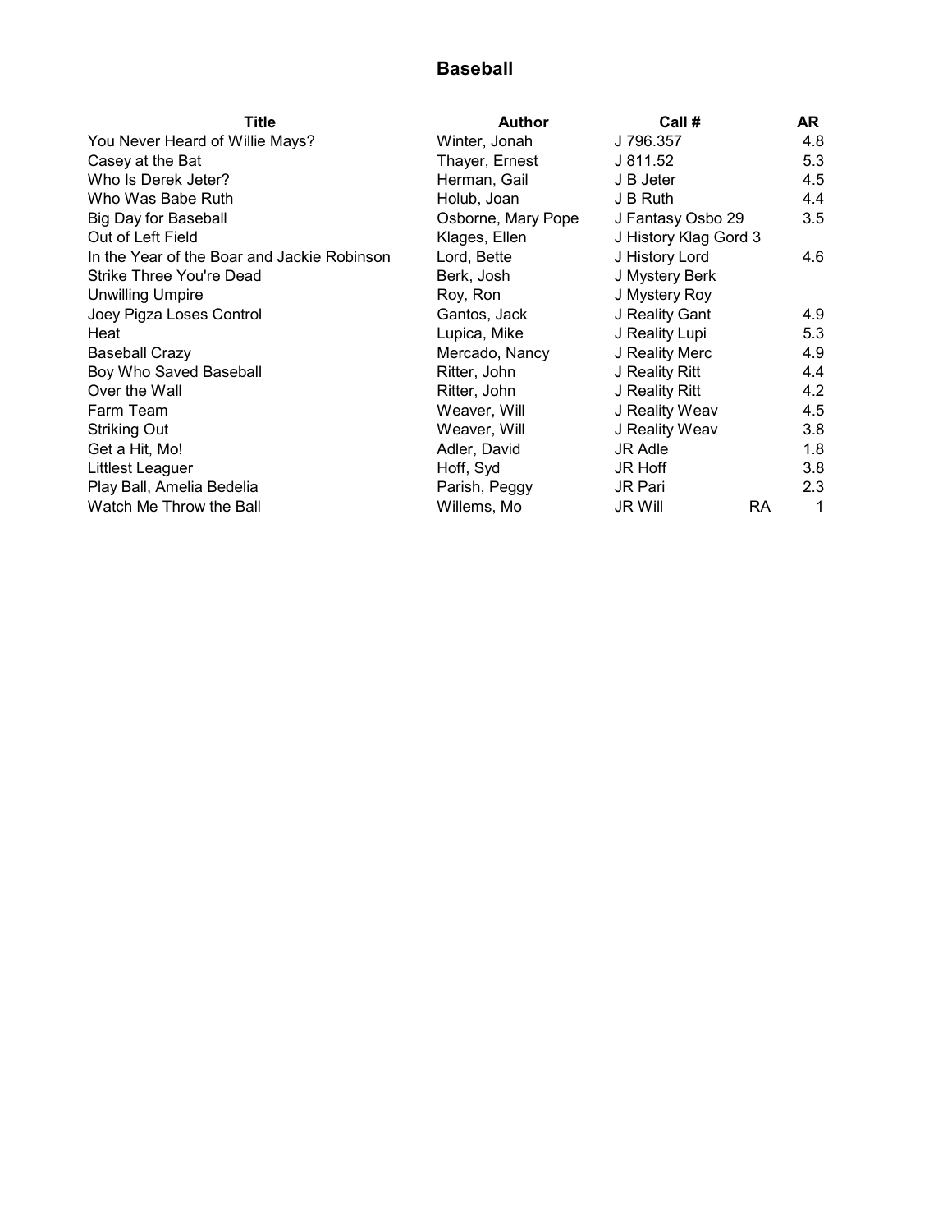## Baseball

| Title | Author | Call # | | AR |
|---|---|---|---|---|
| You Never Heard of Willie Mays? | Winter, Jonah | J 796.357 | | 4.8 |
| Casey at the Bat | Thayer, Ernest | J 811.52 | | 5.3 |
| Who Is Derek Jeter? | Herman, Gail | J B Jeter | | 4.5 |
| Who Was Babe Ruth | Holub, Joan | J B Ruth | | 4.4 |
| Big Day for Baseball | Osborne, Mary Pope | J Fantasy Osbo 29 | | 3.5 |
| Out of Left Field | Klages, Ellen | J History Klag Gord 3 | | |
| In the Year of the Boar and Jackie Robinson | Lord, Bette | J History Lord | | 4.6 |
| Strike Three You're Dead | Berk, Josh | J Mystery Berk | | |
| Unwilling Umpire | Roy, Ron | J Mystery Roy | | |
| Joey Pigza Loses Control | Gantos, Jack | J Reality Gant | | 4.9 |
| Heat | Lupica, Mike | J Reality Lupi | | 5.3 |
| Baseball Crazy | Mercado, Nancy | J Reality Merc | | 4.9 |
| Boy Who Saved Baseball | Ritter, John | J Reality Ritt | | 4.4 |
| Over the Wall | Ritter, John | J Reality Ritt | | 4.2 |
| Farm Team | Weaver, Will | J Reality Weav | | 4.5 |
| Striking Out | Weaver, Will | J Reality Weav | | 3.8 |
| Get a Hit, Mo! | Adler, David | JR Adle | | 1.8 |
| Littlest Leaguer | Hoff, Syd | JR Hoff | | 3.8 |
| Play Ball, Amelia Bedelia | Parish, Peggy | JR Pari | | 2.3 |
| Watch Me Throw the Ball | Willems, Mo | JR Will | RA | 1 |